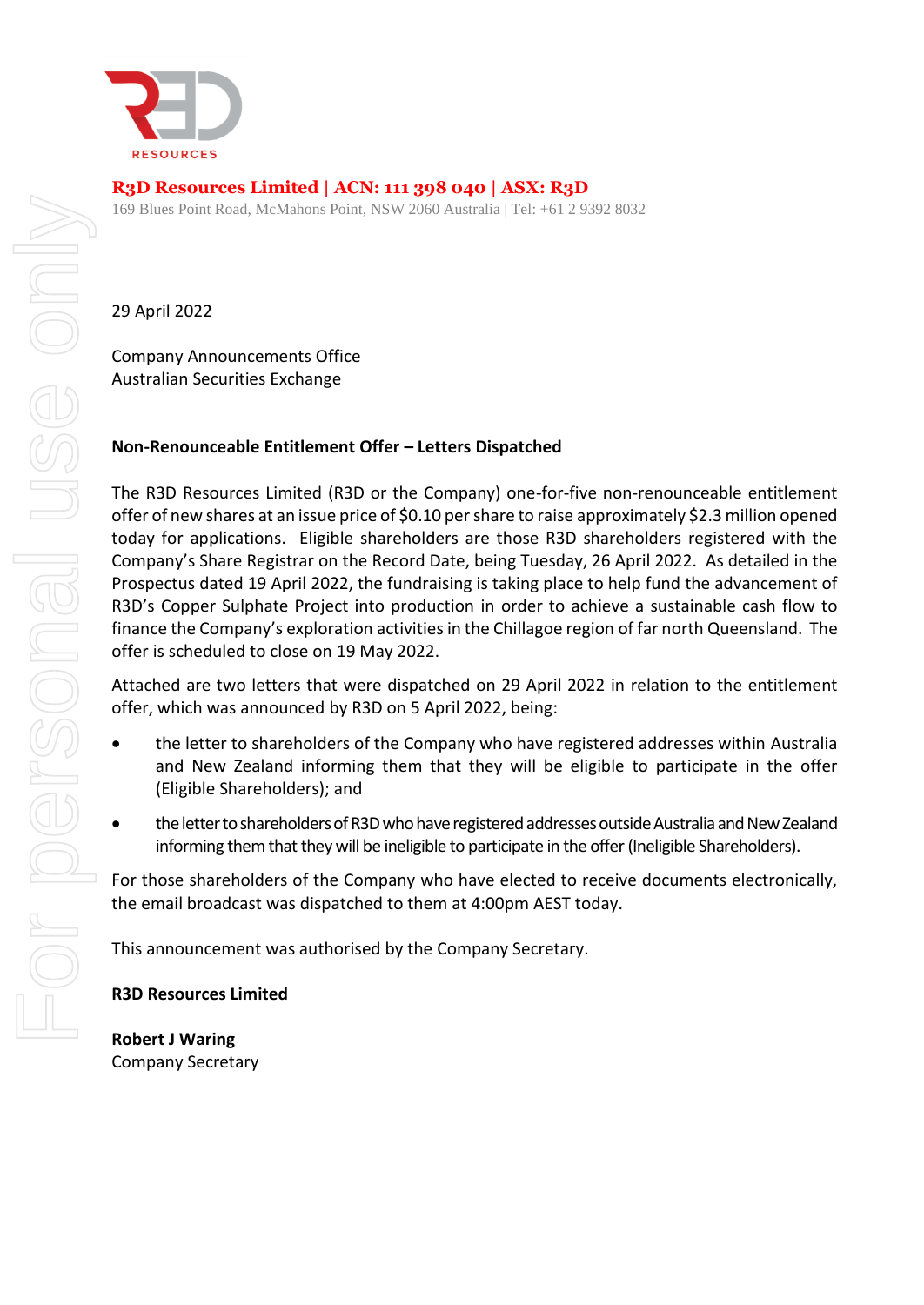**R3D Resources Limited | ACN: 111 398 040 | ASX: R3D**
169 Blues Point Road, McMahons Point, NSW 2060 Australia | Tel: +61 2 9392 8032

29 April 2022

Company Announcements Office
Australian Securities Exchange

**Non-Renounceable Entitlement Offer – Letters Dispatched**

The R3D Resources Limited (R3D or the Company) one-for-five non-renounceable entitlement offer of new shares at an issue price of $0.10 per share to raise approximately $2.3 million opened today for applications. Eligible shareholders are those R3D shareholders registered with the Company's Share Registrar on the Record Date, being Tuesday, 26 April 2022. As detailed in the Prospectus dated 19 April 2022, the fundraising is taking place to help fund the advancement of R3D's Copper Sulphate Project into production in order to achieve a sustainable cash flow to finance the Company's exploration activities in the Chillagoe region of far north Queensland. The offer is scheduled to close on 19 May 2022.

Attached are two letters that were dispatched on 29 April 2022 in relation to the entitlement offer, which was announced by R3D on 5 April 2022, being:

- the letter to shareholders of the Company who have registered addresses within Australia and New Zealand informing them that they will be eligible to participate in the offer (Eligible Shareholders); and
- the letter to shareholders of R3D who have registered addresses outside Australia and New Zealand informing them that they will be ineligible to participate in the offer (Ineligible Shareholders).

For those shareholders of the Company who have elected to receive documents electronically, the email broadcast was dispatched to them at 4:00pm AEST today.

This announcement was authorised by the Company Secretary.

**R3D Resources Limited**

**Robert J Waring**
Company Secretary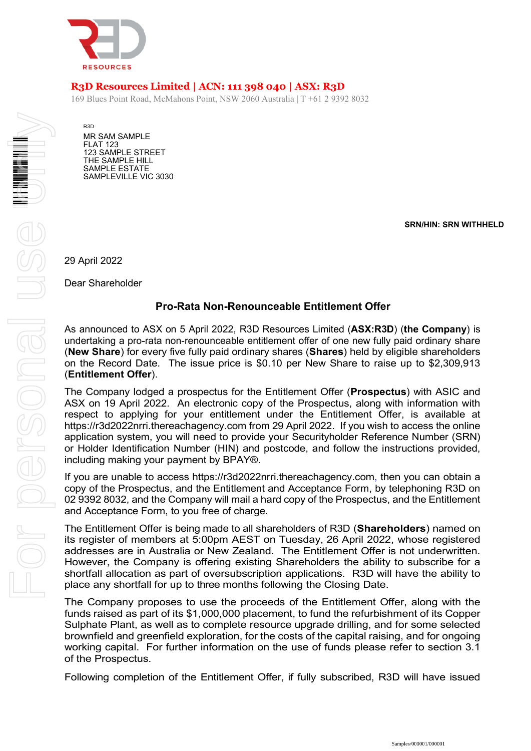**R3D Resources Limited | ACN: 111 398 040 | ASX: R3D**

169 Blues Point Road, McMahons Point, NSW 2060 Australia | T +61 2 9392 8032

R3D

MR SAM SAMPLE
FLAT 123
123 SAMPLE STREET
THE SAMPLE HILL
SAMPLE ESTATE
SAMPLEVILLE VIC 3030

**SRN/HIN: SRN WITHHELD**

29 April 2022

Dear Shareholder

## Pro-Rata Non-Renounceable Entitlement Offer

As announced to ASX on 5 April 2022, R3D Resources Limited (**ASX:R3D**) (**the Company**) is undertaking a pro-rata non-renounceable entitlement offer of one new fully paid ordinary share (**New Share**) for every five fully paid ordinary shares (**Shares**) held by eligible shareholders on the Record Date. The issue price is $0.10 per New Share to raise up to $2,309,913 (**Entitlement Offer**).

The Company lodged a prospectus for the Entitlement Offer (**Prospectus**) with ASIC and ASX on 19 April 2022. An electronic copy of the Prospectus, along with information with respect to applying for your entitlement under the Entitlement Offer, is available at https://r3d2022nrri.thereachagency.com from 29 April 2022. If you wish to access the online application system, you will need to provide your Securityholder Reference Number (SRN) or Holder Identification Number (HIN) and postcode, and follow the instructions provided, including making your payment by BPAY®.

If you are unable to access https://r3d2022nrri.thereachagency.com, then you can obtain a copy of the Prospectus, and the Entitlement and Acceptance Form, by telephoning R3D on 02 9392 8032, and the Company will mail a hard copy of the Prospectus, and the Entitlement and Acceptance Form, to you free of charge.

The Entitlement Offer is being made to all shareholders of R3D (**Shareholders**) named on its register of members at 5:00pm AEST on Tuesday, 26 April 2022, whose registered addresses are in Australia or New Zealand. The Entitlement Offer is not underwritten. However, the Company is offering existing Shareholders the ability to subscribe for a shortfall allocation as part of oversubscription applications. R3D will have the ability to place any shortfall for up to three months following the Closing Date.

The Company proposes to use the proceeds of the Entitlement Offer, along with the funds raised as part of its $1,000,000 placement, to fund the refurbishment of its Copper Sulphate Plant, as well as to complete resource upgrade drilling, and for some selected brownfield and greenfield exploration, for the costs of the capital raising, and for ongoing working capital. For further information on the use of funds please refer to section 3.1 of the Prospectus.

Following completion of the Entitlement Offer, if fully subscribed, R3D will have issued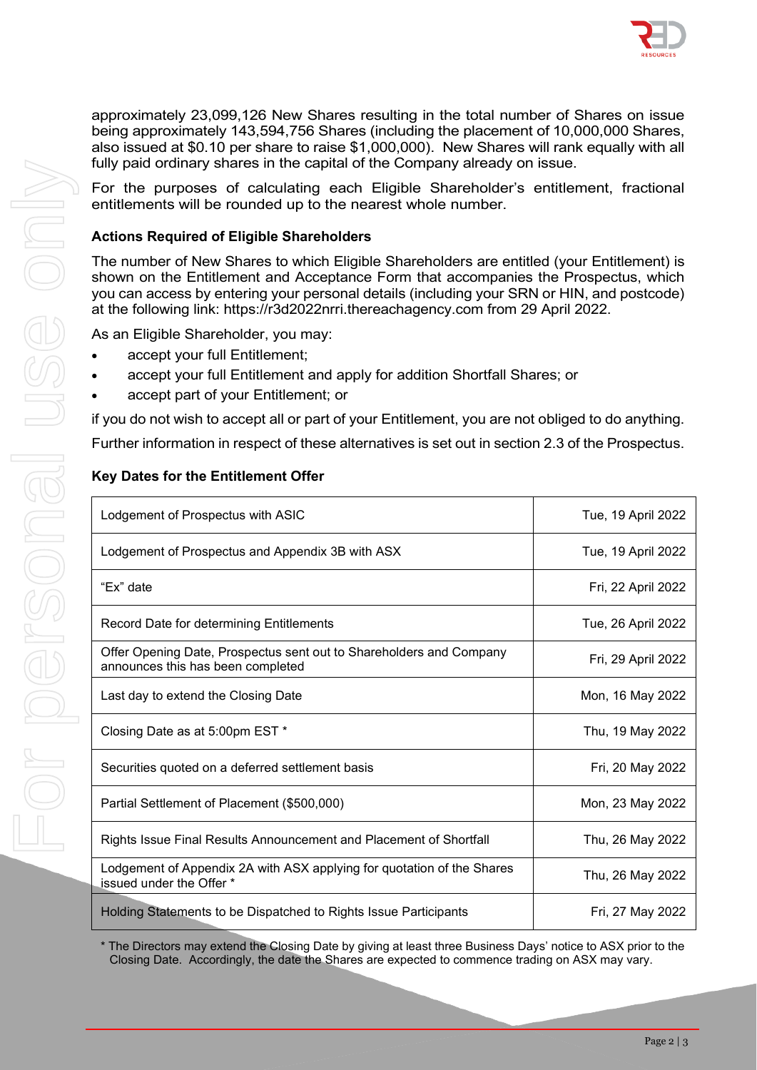approximately 23,099,126 New Shares resulting in the total number of Shares on issue being approximately 143,594,756 Shares (including the placement of 10,000,000 Shares, also issued at $0.10 per share to raise $1,000,000). New Shares will rank equally with all fully paid ordinary shares in the capital of the Company already on issue.

For the purposes of calculating each Eligible Shareholder's entitlement, fractional entitlements will be rounded up to the nearest whole number.

### Actions Required of Eligible Shareholders

The number of New Shares to which Eligible Shareholders are entitled (your Entitlement) is shown on the Entitlement and Acceptance Form that accompanies the Prospectus, which you can access by entering your personal details (including your SRN or HIN, and postcode) at the following link: https://r3d2022nrri.thereachagency.com from 29 April 2022.

As an Eligible Shareholder, you may:

- accept your full Entitlement;
- accept your full Entitlement and apply for addition Shortfall Shares; or
- accept part of your Entitlement; or

if you do not wish to accept all or part of your Entitlement, you are not obliged to do anything.

Further information in respect of these alternatives is set out in section 2.3 of the Prospectus.

### Key Dates for the Entitlement Offer

| Event | Date |
|---|---|
| Lodgement of Prospectus with ASIC | Tue, 19 April 2022 |
| Lodgement of Prospectus and Appendix 3B with ASX | Tue, 19 April 2022 |
| "Ex" date | Fri, 22 April 2022 |
| Record Date for determining Entitlements | Tue, 26 April 2022 |
| Offer Opening Date, Prospectus sent out to Shareholders and Company announces this has been completed | Fri, 29 April 2022 |
| Last day to extend the Closing Date | Mon, 16 May 2022 |
| Closing Date as at 5:00pm EST * | Thu, 19 May 2022 |
| Securities quoted on a deferred settlement basis | Fri, 20 May 2022 |
| Partial Settlement of Placement ($500,000) | Mon, 23 May 2022 |
| Rights Issue Final Results Announcement and Placement of Shortfall | Thu, 26 May 2022 |
| Lodgement of Appendix 2A with ASX applying for quotation of the Shares issued under the Offer * | Thu, 26 May 2022 |
| Holding Statements to be Dispatched to Rights Issue Participants | Fri, 27 May 2022 |

\* The Directors may extend the Closing Date by giving at least three Business Days' notice to ASX prior to the Closing Date. Accordingly, the date the Shares are expected to commence trading on ASX may vary.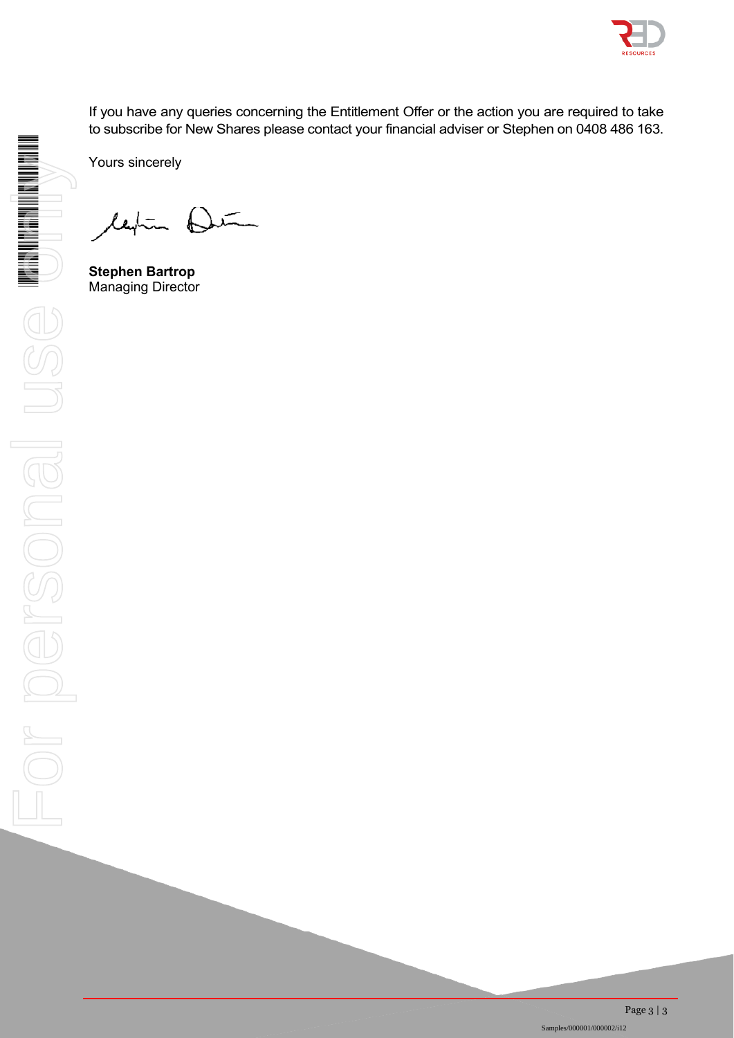If you have any queries concerning the Entitlement Offer or the action you are required to take to subscribe for New Shares please contact your financial adviser or Stephen on 0408 486 163.

Yours sincerely

**Stephen Bartrop**
Managing Director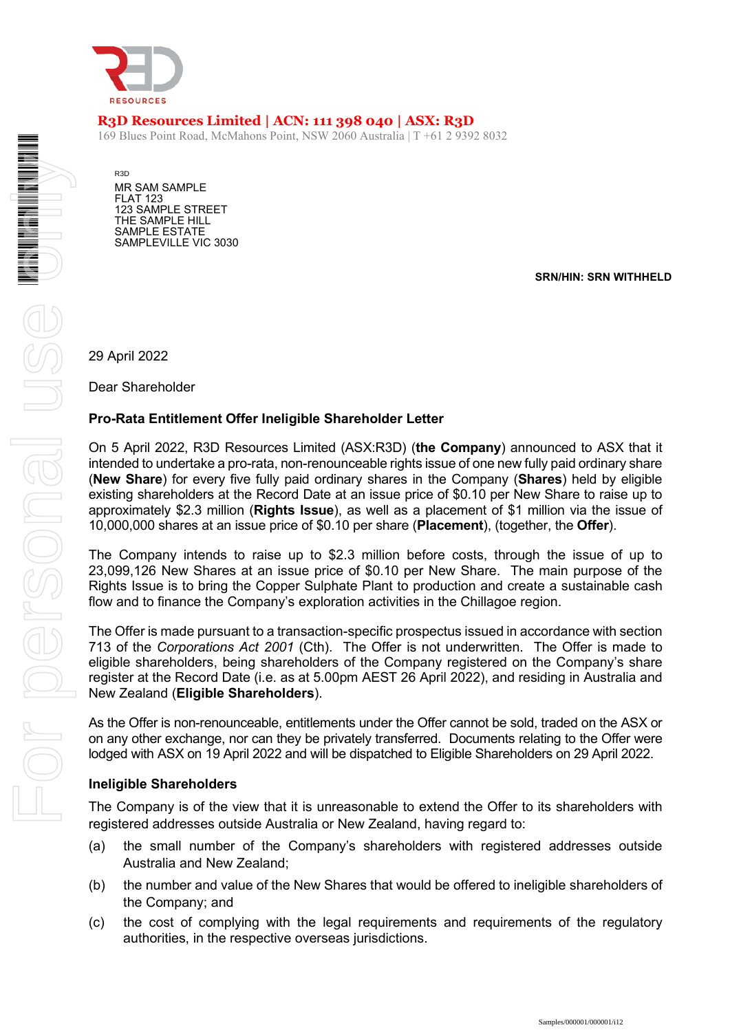R3D Resources Limited | ACN: 111 398 040 | ASX: R3D

169 Blues Point Road, McMahons Point, NSW 2060 Australia | T +61 2 9392 8032

R3D

MR SAM SAMPLE
FLAT 123
123 SAMPLE STREET
THE SAMPLE HILL
SAMPLE ESTATE
SAMPLEVILLE VIC 3030

**SRN/HIN: SRN WITHHELD**

29 April 2022

Dear Shareholder

**Pro-Rata Entitlement Offer Ineligible Shareholder Letter**

On 5 April 2022, R3D Resources Limited (ASX:R3D) (**the Company**) announced to ASX that it intended to undertake a pro-rata, non-renounceable rights issue of one new fully paid ordinary share (**New Share**) for every five fully paid ordinary shares in the Company (**Shares**) held by eligible existing shareholders at the Record Date at an issue price of $0.10 per New Share to raise up to approximately $2.3 million (**Rights Issue**), as well as a placement of $1 million via the issue of 10,000,000 shares at an issue price of $0.10 per share (**Placement**), (together, the **Offer**).

The Company intends to raise up to $2.3 million before costs, through the issue of up to 23,099,126 New Shares at an issue price of $0.10 per New Share. The main purpose of the Rights Issue is to bring the Copper Sulphate Plant to production and create a sustainable cash flow and to finance the Company's exploration activities in the Chillagoe region.

The Offer is made pursuant to a transaction-specific prospectus issued in accordance with section 713 of the *Corporations Act 2001* (Cth). The Offer is not underwritten. The Offer is made to eligible shareholders, being shareholders of the Company registered on the Company's share register at the Record Date (i.e. as at 5.00pm AEST 26 April 2022), and residing in Australia and New Zealand (**Eligible Shareholders**).

As the Offer is non-renounceable, entitlements under the Offer cannot be sold, traded on the ASX or on any other exchange, nor can they be privately transferred. Documents relating to the Offer were lodged with ASX on 19 April 2022 and will be dispatched to Eligible Shareholders on 29 April 2022.

**Ineligible Shareholders**

The Company is of the view that it is unreasonable to extend the Offer to its shareholders with registered addresses outside Australia or New Zealand, having regard to:

(a) the small number of the Company's shareholders with registered addresses outside Australia and New Zealand;

(b) the number and value of the New Shares that would be offered to ineligible shareholders of the Company; and

(c) the cost of complying with the legal requirements and requirements of the regulatory authorities, in the respective overseas jurisdictions.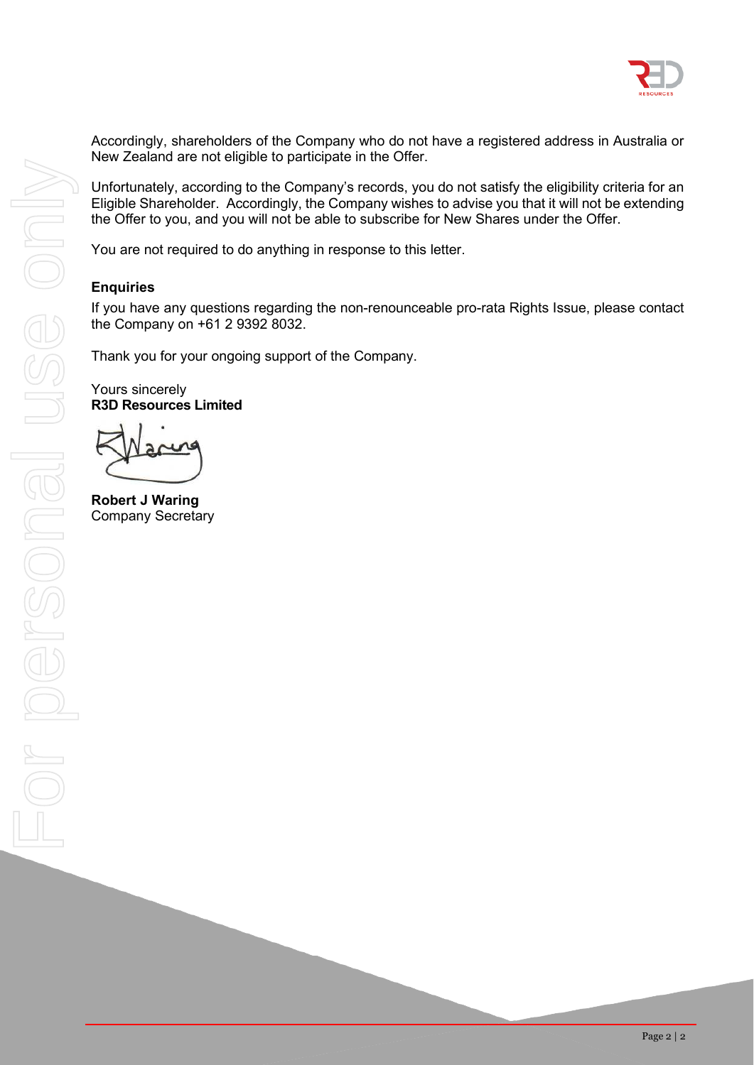Accordingly, shareholders of the Company who do not have a registered address in Australia or New Zealand are not eligible to participate in the Offer.

Unfortunately, according to the Company's records, you do not satisfy the eligibility criteria for an Eligible Shareholder. Accordingly, the Company wishes to advise you that it will not be extending the Offer to you, and you will not be able to subscribe for New Shares under the Offer.

You are not required to do anything in response to this letter.

**Enquiries**

If you have any questions regarding the non-renounceable pro-rata Rights Issue, please contact the Company on +61 2 9392 8032.

Thank you for your ongoing support of the Company.

Yours sincerely
**R3D Resources Limited**

**Robert J Waring**
Company Secretary